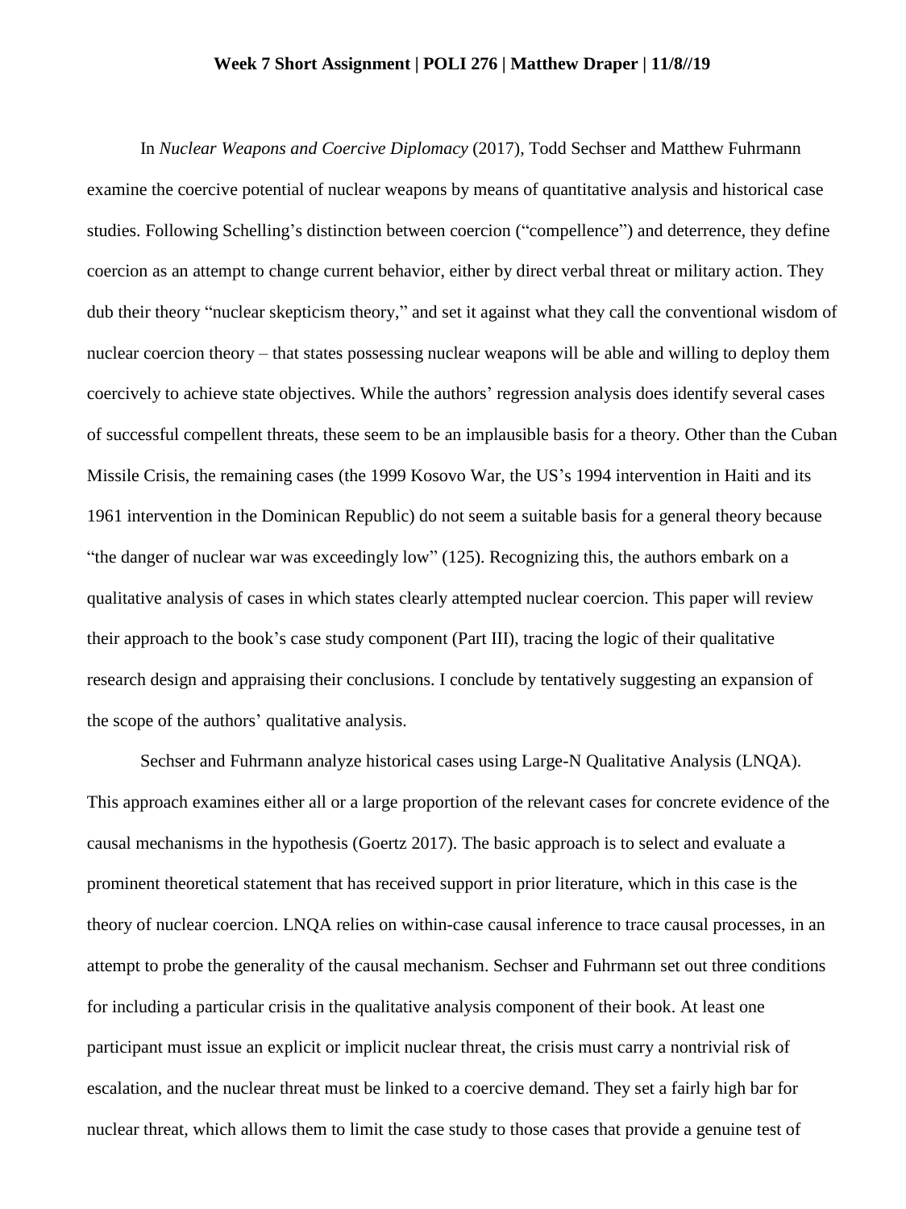**Week 7 Short Assignment | POLI 276 | Matthew Draper | 11/8//19**

In *Nuclear Weapons and Coercive Diplomacy* (2017), Todd Sechser and Matthew Fuhrmann examine the coercive potential of nuclear weapons by means of quantitative analysis and historical case studies. Following Schelling's distinction between coercion ("compellence") and deterrence, they define coercion as an attempt to change current behavior, either by direct verbal threat or military action. They dub their theory "nuclear skepticism theory," and set it against what they call the conventional wisdom of nuclear coercion theory – that states possessing nuclear weapons will be able and willing to deploy them coercively to achieve state objectives. While the authors' regression analysis does identify several cases of successful compellent threats, these seem to be an implausible basis for a theory. Other than the Cuban Missile Crisis, the remaining cases (the 1999 Kosovo War, the US's 1994 intervention in Haiti and its 1961 intervention in the Dominican Republic) do not seem a suitable basis for a general theory because "the danger of nuclear war was exceedingly low" (125). Recognizing this, the authors embark on a qualitative analysis of cases in which states clearly attempted nuclear coercion. This paper will review their approach to the book's case study component (Part III), tracing the logic of their qualitative research design and appraising their conclusions. I conclude by tentatively suggesting an expansion of the scope of the authors' qualitative analysis.

Sechser and Fuhrmann analyze historical cases using Large-N Qualitative Analysis (LNQA). This approach examines either all or a large proportion of the relevant cases for concrete evidence of the causal mechanisms in the hypothesis (Goertz 2017). The basic approach is to select and evaluate a prominent theoretical statement that has received support in prior literature, which in this case is the theory of nuclear coercion. LNQA relies on within-case causal inference to trace causal processes, in an attempt to probe the generality of the causal mechanism. Sechser and Fuhrmann set out three conditions for including a particular crisis in the qualitative analysis component of their book. At least one participant must issue an explicit or implicit nuclear threat, the crisis must carry a nontrivial risk of escalation, and the nuclear threat must be linked to a coercive demand. They set a fairly high bar for nuclear threat, which allows them to limit the case study to those cases that provide a genuine test of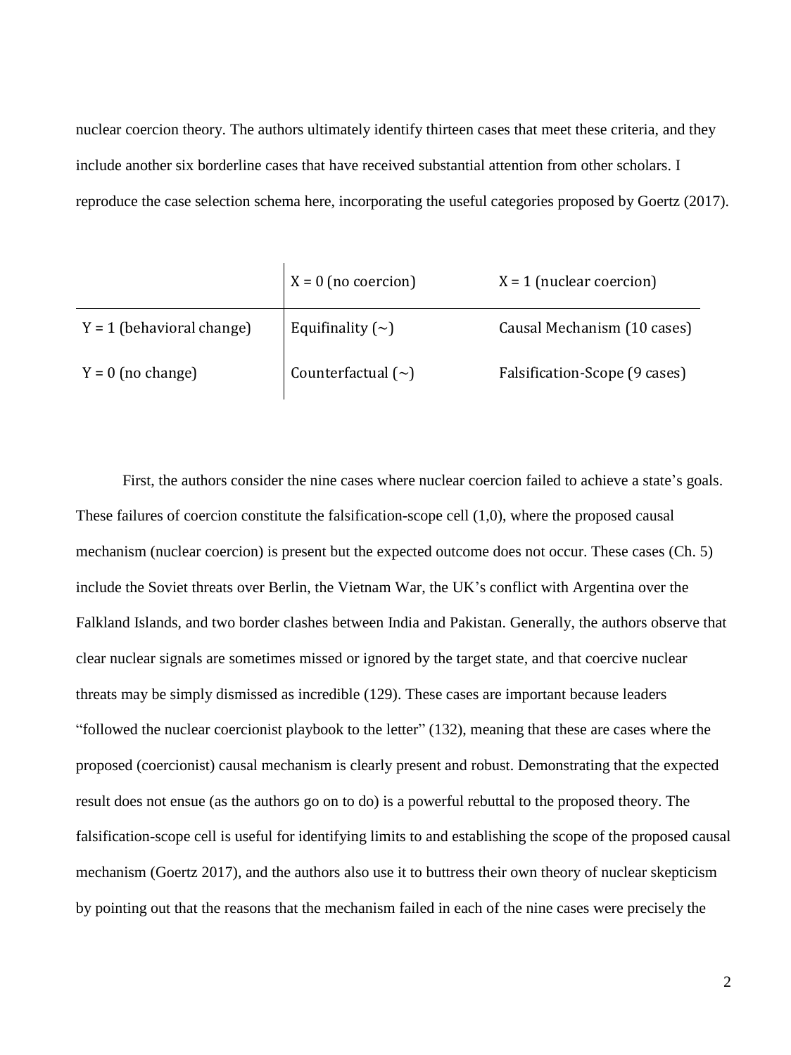nuclear coercion theory. The authors ultimately identify thirteen cases that meet these criteria, and they include another six borderline cases that have received substantial attention from other scholars. I reproduce the case selection schema here, incorporating the useful categories proposed by Goertz (2017).

| | X = 0 (no coercion) | X = 1 (nuclear coercion) |
|---|---|---|
| Y = 1 (behavioral change) | Equifinality (~) | Causal Mechanism (10 cases) |
| Y = 0 (no change) | Counterfactual (~) | Falsification-Scope (9 cases) |

First, the authors consider the nine cases where nuclear coercion failed to achieve a state's goals. These failures of coercion constitute the falsification-scope cell (1,0), where the proposed causal mechanism (nuclear coercion) is present but the expected outcome does not occur. These cases (Ch. 5) include the Soviet threats over Berlin, the Vietnam War, the UK's conflict with Argentina over the Falkland Islands, and two border clashes between India and Pakistan. Generally, the authors observe that clear nuclear signals are sometimes missed or ignored by the target state, and that coercive nuclear threats may be simply dismissed as incredible (129). These cases are important because leaders "followed the nuclear coercionist playbook to the letter" (132), meaning that these are cases where the proposed (coercionist) causal mechanism is clearly present and robust. Demonstrating that the expected result does not ensue (as the authors go on to do) is a powerful rebuttal to the proposed theory. The falsification-scope cell is useful for identifying limits to and establishing the scope of the proposed causal mechanism (Goertz 2017), and the authors also use it to buttress their own theory of nuclear skepticism by pointing out that the reasons that the mechanism failed in each of the nine cases were precisely the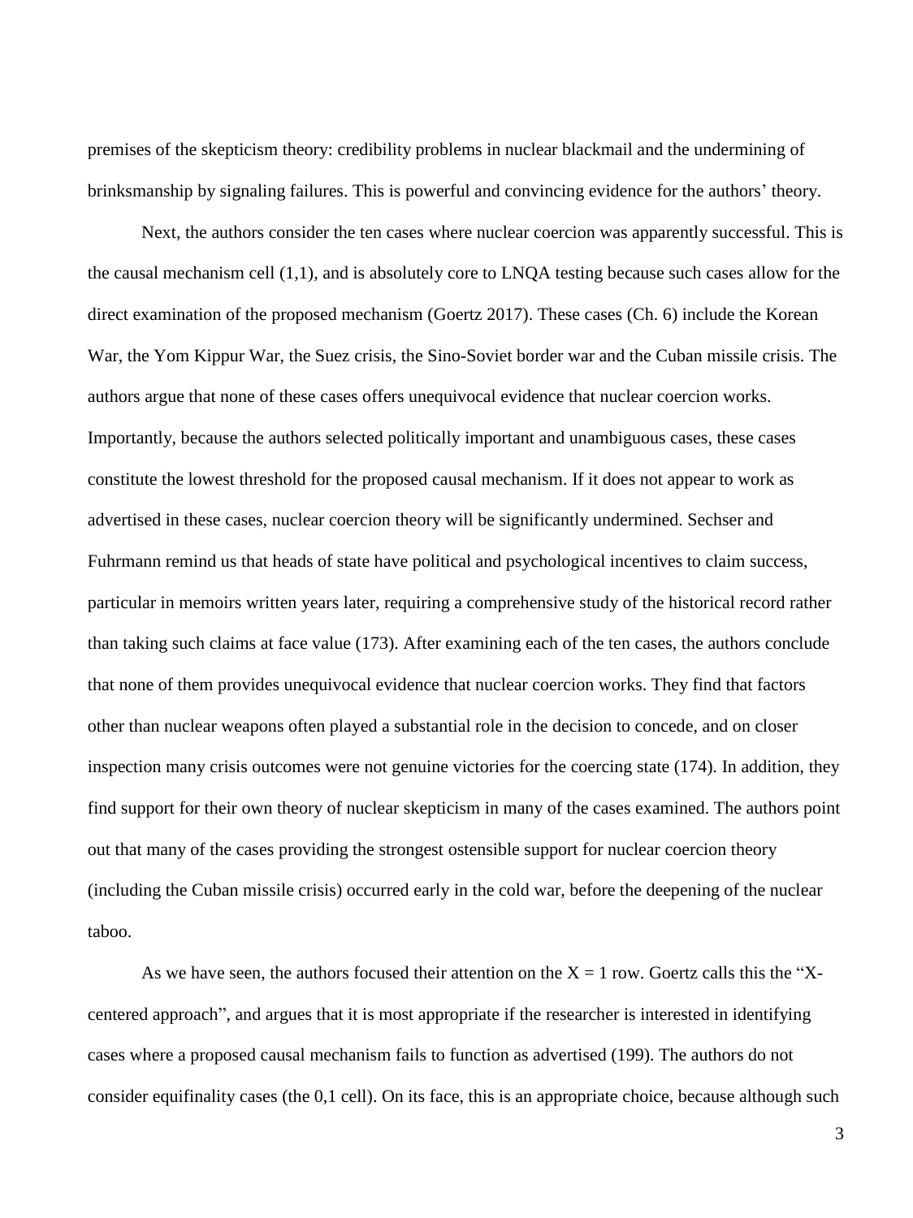premises of the skepticism theory: credibility problems in nuclear blackmail and the undermining of brinksmanship by signaling failures. This is powerful and convincing evidence for the authors' theory.

Next, the authors consider the ten cases where nuclear coercion was apparently successful. This is the causal mechanism cell (1,1), and is absolutely core to LNQA testing because such cases allow for the direct examination of the proposed mechanism (Goertz 2017). These cases (Ch. 6) include the Korean War, the Yom Kippur War, the Suez crisis, the Sino-Soviet border war and the Cuban missile crisis. The authors argue that none of these cases offers unequivocal evidence that nuclear coercion works. Importantly, because the authors selected politically important and unambiguous cases, these cases constitute the lowest threshold for the proposed causal mechanism. If it does not appear to work as advertised in these cases, nuclear coercion theory will be significantly undermined. Sechser and Fuhrmann remind us that heads of state have political and psychological incentives to claim success, particular in memoirs written years later, requiring a comprehensive study of the historical record rather than taking such claims at face value (173). After examining each of the ten cases, the authors conclude that none of them provides unequivocal evidence that nuclear coercion works. They find that factors other than nuclear weapons often played a substantial role in the decision to concede, and on closer inspection many crisis outcomes were not genuine victories for the coercing state (174). In addition, they find support for their own theory of nuclear skepticism in many of the cases examined. The authors point out that many of the cases providing the strongest ostensible support for nuclear coercion theory (including the Cuban missile crisis) occurred early in the cold war, before the deepening of the nuclear taboo.

As we have seen, the authors focused their attention on the $X = 1$ row. Goertz calls this the "X-centered approach", and argues that it is most appropriate if the researcher is interested in identifying cases where a proposed causal mechanism fails to function as advertised (199). The authors do not consider equifinality cases (the 0,1 cell). On its face, this is an appropriate choice, because although such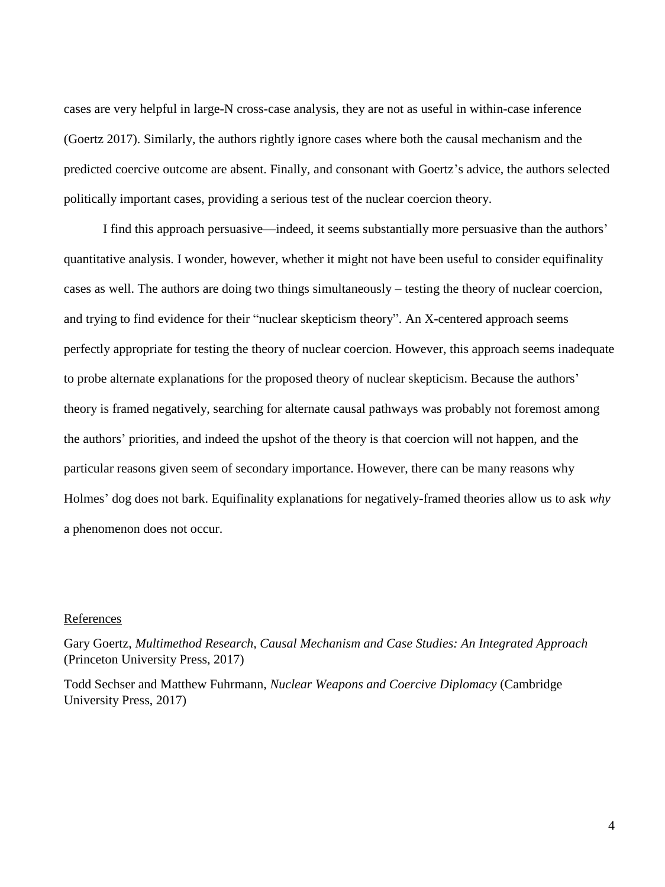cases are very helpful in large-N cross-case analysis, they are not as useful in within-case inference (Goertz 2017). Similarly, the authors rightly ignore cases where both the causal mechanism and the predicted coercive outcome are absent. Finally, and consonant with Goertz's advice, the authors selected politically important cases, providing a serious test of the nuclear coercion theory.

I find this approach persuasive—indeed, it seems substantially more persuasive than the authors' quantitative analysis. I wonder, however, whether it might not have been useful to consider equifinality cases as well. The authors are doing two things simultaneously – testing the theory of nuclear coercion, and trying to find evidence for their "nuclear skepticism theory". An X-centered approach seems perfectly appropriate for testing the theory of nuclear coercion. However, this approach seems inadequate to probe alternate explanations for the proposed theory of nuclear skepticism. Because the authors' theory is framed negatively, searching for alternate causal pathways was probably not foremost among the authors' priorities, and indeed the upshot of the theory is that coercion will not happen, and the particular reasons given seem of secondary importance. However, there can be many reasons why Holmes' dog does not bark. Equifinality explanations for negatively-framed theories allow us to ask *why* a phenomenon does not occur.

## References

Gary Goertz, *Multimethod Research, Causal Mechanism and Case Studies: An Integrated Approach* (Princeton University Press, 2017)

Todd Sechser and Matthew Fuhrmann, *Nuclear Weapons and Coercive Diplomacy* (Cambridge University Press, 2017)